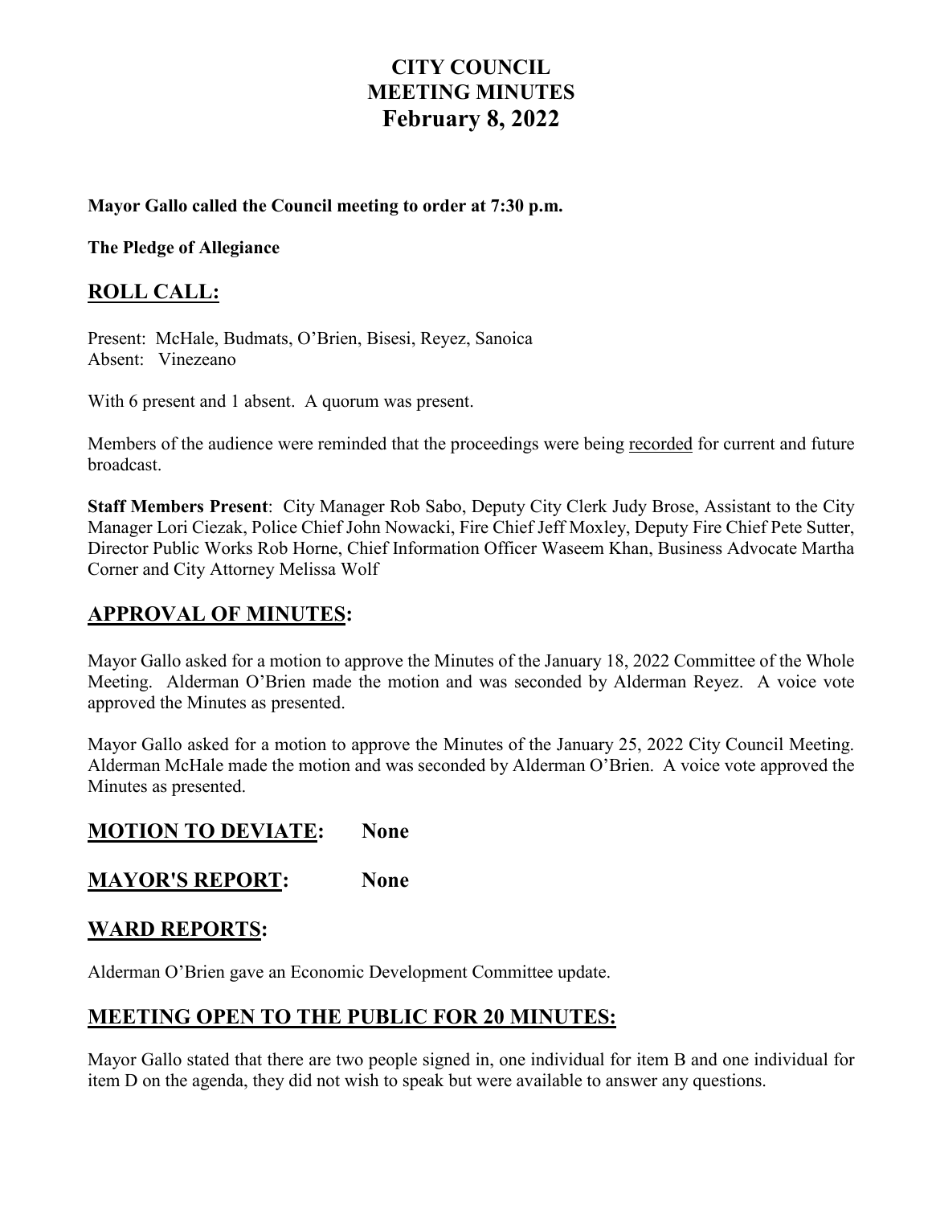# CITY COUNCIL
# MEETING MINUTES
# February 8, 2022

**Mayor Gallo called the Council meeting to order at 7:30 p.m.**

**The Pledge of Allegiance**

## ROLL CALL:

Present: McHale, Budmats, O'Brien, Bisesi, Reyez, Sanoica
Absent: Vinezeano

With 6 present and 1 absent. A quorum was present.

Members of the audience were reminded that the proceedings were being recorded for current and future broadcast.

**Staff Members Present**: City Manager Rob Sabo, Deputy City Clerk Judy Brose, Assistant to the City Manager Lori Ciezak, Police Chief John Nowacki, Fire Chief Jeff Moxley, Deputy Fire Chief Pete Sutter, Director Public Works Rob Horne, Chief Information Officer Waseem Khan, Business Advocate Martha Corner and City Attorney Melissa Wolf

## APPROVAL OF MINUTES:

Mayor Gallo asked for a motion to approve the Minutes of the January 18, 2022 Committee of the Whole Meeting. Alderman O'Brien made the motion and was seconded by Alderman Reyez. A voice vote approved the Minutes as presented.

Mayor Gallo asked for a motion to approve the Minutes of the January 25, 2022 City Council Meeting. Alderman McHale made the motion and was seconded by Alderman O'Brien. A voice vote approved the Minutes as presented.

## MOTION TO DEVIATE: None

## MAYOR'S REPORT: None

## WARD REPORTS:

Alderman O'Brien gave an Economic Development Committee update.

## MEETING OPEN TO THE PUBLIC FOR 20 MINUTES:

Mayor Gallo stated that there are two people signed in, one individual for item B and one individual for item D on the agenda, they did not wish to speak but were available to answer any questions.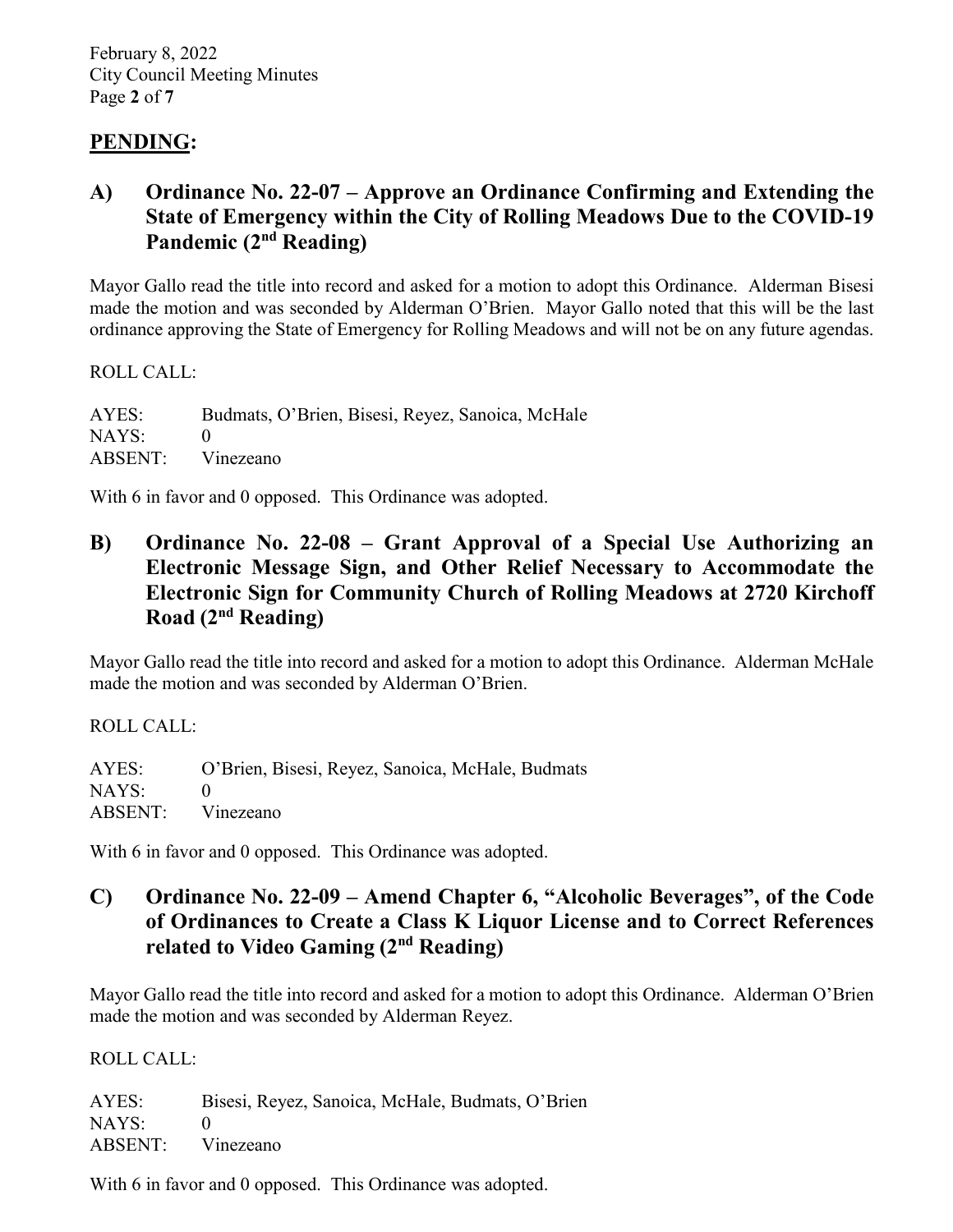## PENDING:

### A) Ordinance No. 22-07 – Approve an Ordinance Confirming and Extending the State of Emergency within the City of Rolling Meadows Due to the COVID-19 Pandemic (2nd Reading)

Mayor Gallo read the title into record and asked for a motion to adopt this Ordinance. Alderman Bisesi made the motion and was seconded by Alderman O'Brien. Mayor Gallo noted that this will be the last ordinance approving the State of Emergency for Rolling Meadows and will not be on any future agendas.

ROLL CALL:

AYES: Budmats, O'Brien, Bisesi, Reyez, Sanoica, McHale
NAYS: 0
ABSENT: Vinezeano

With 6 in favor and 0 opposed. This Ordinance was adopted.

### B) Ordinance No. 22-08 – Grant Approval of a Special Use Authorizing an Electronic Message Sign, and Other Relief Necessary to Accommodate the Electronic Sign for Community Church of Rolling Meadows at 2720 Kirchoff Road (2nd Reading)

Mayor Gallo read the title into record and asked for a motion to adopt this Ordinance. Alderman McHale made the motion and was seconded by Alderman O'Brien.

ROLL CALL:

AYES: O'Brien, Bisesi, Reyez, Sanoica, McHale, Budmats
NAYS: 0
ABSENT: Vinezeano

With 6 in favor and 0 opposed. This Ordinance was adopted.

### C) Ordinance No. 22-09 – Amend Chapter 6, "Alcoholic Beverages", of the Code of Ordinances to Create a Class K Liquor License and to Correct References related to Video Gaming (2nd Reading)

Mayor Gallo read the title into record and asked for a motion to adopt this Ordinance. Alderman O'Brien made the motion and was seconded by Alderman Reyez.

ROLL CALL:

AYES: Bisesi, Reyez, Sanoica, McHale, Budmats, O'Brien
NAYS: 0
ABSENT: Vinezeano

With 6 in favor and 0 opposed. This Ordinance was adopted.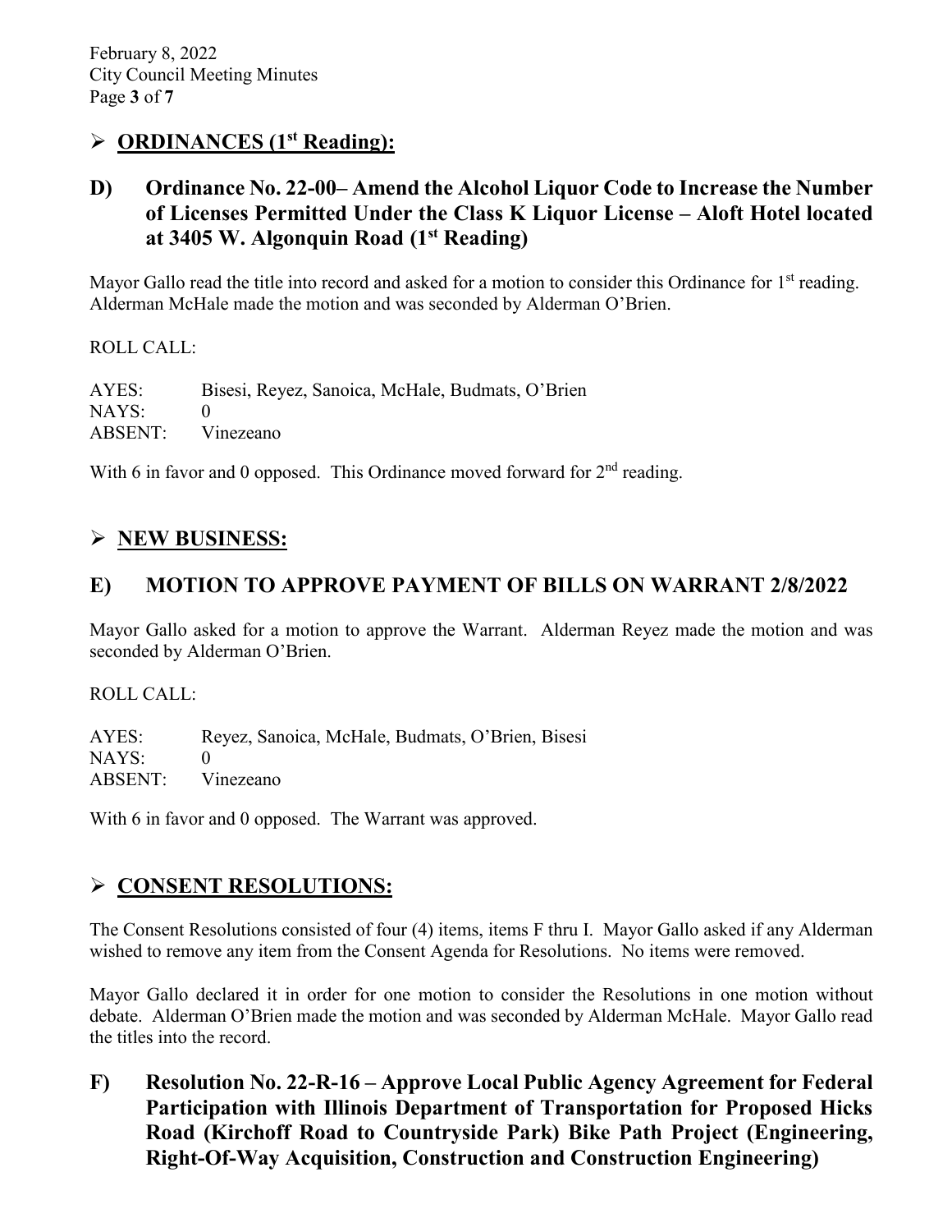## ➢ ORDINANCES (1st Reading):

## D) Ordinance No. 22-00– Amend the Alcohol Liquor Code to Increase the Number of Licenses Permitted Under the Class K Liquor License – Aloft Hotel located at 3405 W. Algonquin Road (1st Reading)

Mayor Gallo read the title into record and asked for a motion to consider this Ordinance for 1st reading. Alderman McHale made the motion and was seconded by Alderman O'Brien.

ROLL CALL:

AYES: Bisesi, Reyez, Sanoica, McHale, Budmats, O'Brien
NAYS: 0
ABSENT: Vinezeano

With 6 in favor and 0 opposed. This Ordinance moved forward for 2nd reading.

## ➢ NEW BUSINESS:

## E) MOTION TO APPROVE PAYMENT OF BILLS ON WARRANT 2/8/2022

Mayor Gallo asked for a motion to approve the Warrant. Alderman Reyez made the motion and was seconded by Alderman O'Brien.

ROLL CALL:

AYES: Reyez, Sanoica, McHale, Budmats, O'Brien, Bisesi
NAYS: 0
ABSENT: Vinezeano

With 6 in favor and 0 opposed. The Warrant was approved.

## ➢ CONSENT RESOLUTIONS:

The Consent Resolutions consisted of four (4) items, items F thru I. Mayor Gallo asked if any Alderman wished to remove any item from the Consent Agenda for Resolutions. No items were removed.

Mayor Gallo declared it in order for one motion to consider the Resolutions in one motion without debate. Alderman O'Brien made the motion and was seconded by Alderman McHale. Mayor Gallo read the titles into the record.

## F) Resolution No. 22-R-16 – Approve Local Public Agency Agreement for Federal Participation with Illinois Department of Transportation for Proposed Hicks Road (Kirchoff Road to Countryside Park) Bike Path Project (Engineering, Right-Of-Way Acquisition, Construction and Construction Engineering)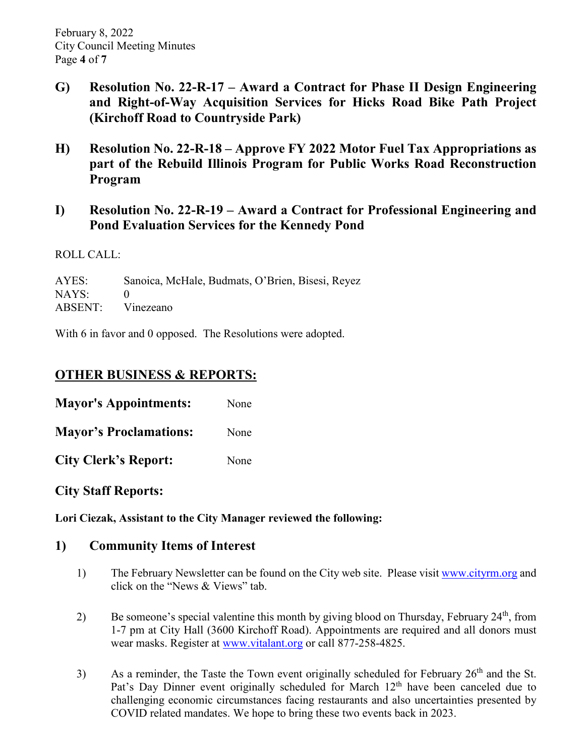**G) Resolution No. 22-R-17 – Award a Contract for Phase II Design Engineering and Right-of-Way Acquisition Services for Hicks Road Bike Path Project (Kirchoff Road to Countryside Park)**

**H) Resolution No. 22-R-18 – Approve FY 2022 Motor Fuel Tax Appropriations as part of the Rebuild Illinois Program for Public Works Road Reconstruction Program**

**I) Resolution No. 22-R-19 – Award a Contract for Professional Engineering and Pond Evaluation Services for the Kennedy Pond**

ROLL CALL:

AYES: Sanoica, McHale, Budmats, O'Brien, Bisesi, Reyez
NAYS: 0
ABSENT: Vinezeano

With 6 in favor and 0 opposed. The Resolutions were adopted.

## OTHER BUSINESS & REPORTS:

**Mayor's Appointments:** None

**Mayor's Proclamations:** None

**City Clerk's Report:** None

### City Staff Reports:

**Lori Ciezak, Assistant to the City Manager reviewed the following:**

### 1) Community Items of Interest

1) The February Newsletter can be found on the City web site. Please visit www.cityrm.org and click on the "News & Views" tab.

2) Be someone's special valentine this month by giving blood on Thursday, February 24th, from 1-7 pm at City Hall (3600 Kirchoff Road). Appointments are required and all donors must wear masks. Register at www.vitalant.org or call 877-258-4825.

3) As a reminder, the Taste the Town event originally scheduled for February 26th and the St. Pat's Day Dinner event originally scheduled for March 12th have been canceled due to challenging economic circumstances facing restaurants and also uncertainties presented by COVID related mandates. We hope to bring these two events back in 2023.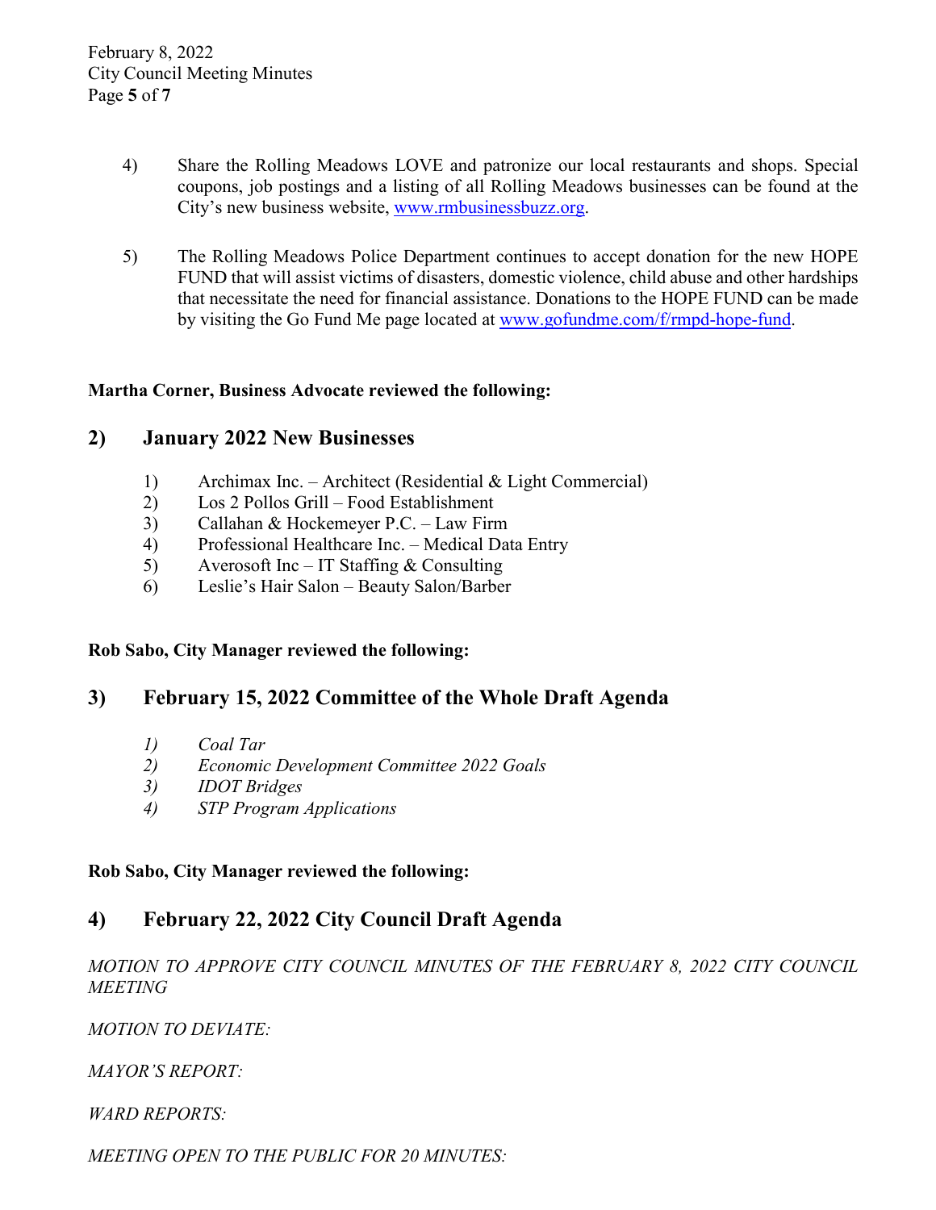4) Share the Rolling Meadows LOVE and patronize our local restaurants and shops. Special coupons, job postings and a listing of all Rolling Meadows businesses can be found at the City's new business website, [www.rmbusinessbuzz.org](http://www.rmbusinessbuzz.org).

5) The Rolling Meadows Police Department continues to accept donation for the new HOPE FUND that will assist victims of disasters, domestic violence, child abuse and other hardships that necessitate the need for financial assistance. Donations to the HOPE FUND can be made by visiting the Go Fund Me page located at [www.gofundme.com/f/rmpd-hope-fund](http://www.gofundme.com/f/rmpd-hope-fund).

**Martha Corner, Business Advocate reviewed the following:**

## 2) January 2022 New Businesses

1) Archimax Inc. – Architect (Residential & Light Commercial)
2) Los 2 Pollos Grill – Food Establishment
3) Callahan & Hockemeyer P.C. – Law Firm
4) Professional Healthcare Inc. – Medical Data Entry
5) Averosoft Inc – IT Staffing & Consulting
6) Leslie's Hair Salon – Beauty Salon/Barber

**Rob Sabo, City Manager reviewed the following:**

## 3) February 15, 2022 Committee of the Whole Draft Agenda

*1) Coal Tar*
*2) Economic Development Committee 2022 Goals*
*3) IDOT Bridges*
*4) STP Program Applications*

**Rob Sabo, City Manager reviewed the following:**

## 4) February 22, 2022 City Council Draft Agenda

*MOTION TO APPROVE CITY COUNCIL MINUTES OF THE FEBRUARY 8, 2022 CITY COUNCIL MEETING*

*MOTION TO DEVIATE:*

*MAYOR'S REPORT:*

*WARD REPORTS:*

*MEETING OPEN TO THE PUBLIC FOR 20 MINUTES:*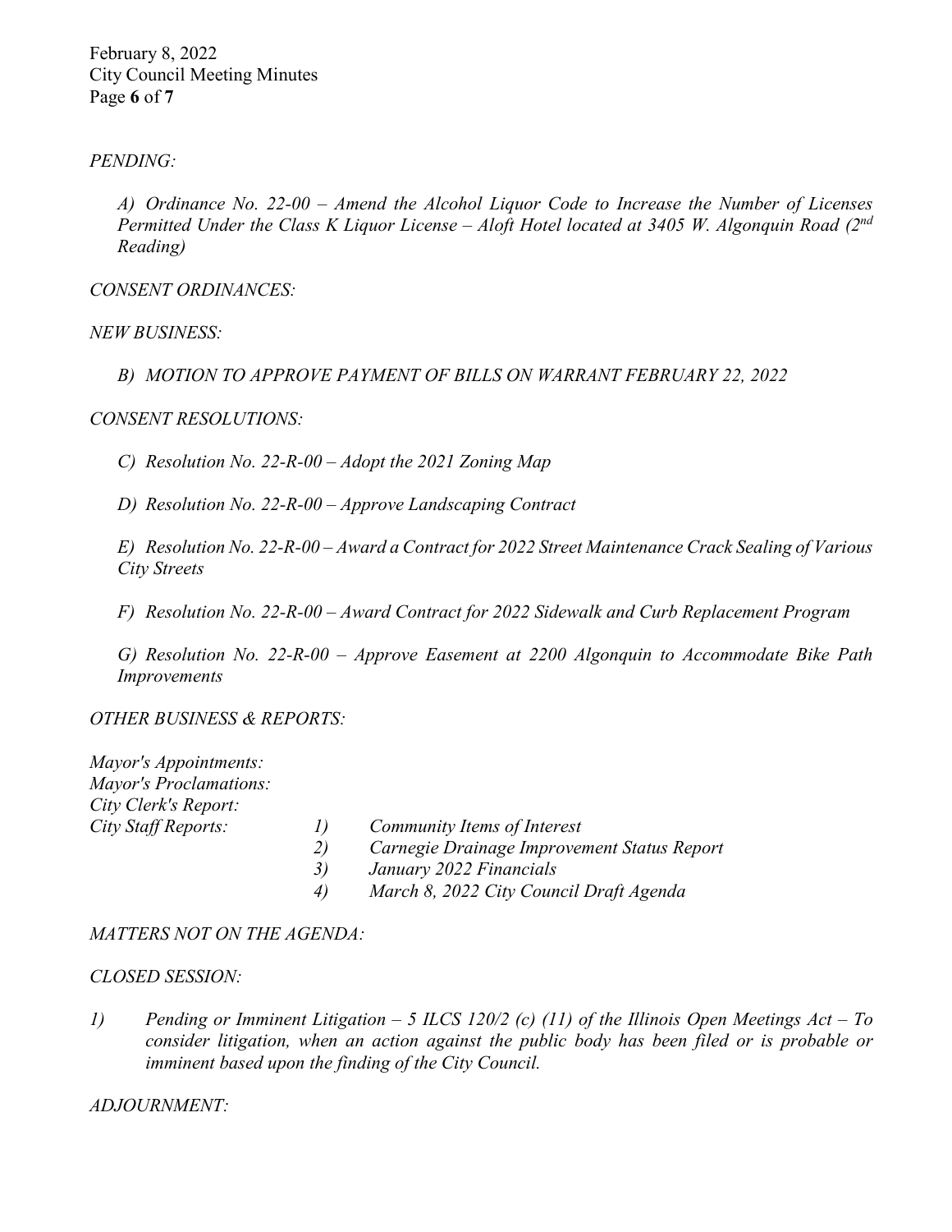*PENDING:*

*A) Ordinance No. 22-00 – Amend the Alcohol Liquor Code to Increase the Number of Licenses Permitted Under the Class K Liquor License – Aloft Hotel located at 3405 W. Algonquin Road (2nd Reading)*

*CONSENT ORDINANCES:*

*NEW BUSINESS:*

*B) MOTION TO APPROVE PAYMENT OF BILLS ON WARRANT FEBRUARY 22, 2022*

*CONSENT RESOLUTIONS:*

*C) Resolution No. 22-R-00 – Adopt the 2021 Zoning Map*

*D) Resolution No. 22-R-00 – Approve Landscaping Contract*

*E) Resolution No. 22-R-00 – Award a Contract for 2022 Street Maintenance Crack Sealing of Various City Streets*

*F) Resolution No. 22-R-00 – Award Contract for 2022 Sidewalk and Curb Replacement Program*

*G) Resolution No. 22-R-00 – Approve Easement at 2200 Algonquin to Accommodate Bike Path Improvements*

*OTHER BUSINESS & REPORTS:*

*Mayor's Appointments:*
*Mayor's Proclamations:*
*City Clerk's Report:*
*City Staff Reports:*

*1) Community Items of Interest*
*2) Carnegie Drainage Improvement Status Report*
*3) January 2022 Financials*
*4) March 8, 2022 City Council Draft Agenda*

*MATTERS NOT ON THE AGENDA:*

*CLOSED SESSION:*

*1) Pending or Imminent Litigation – 5 ILCS 120/2 (c) (11) of the Illinois Open Meetings Act – To consider litigation, when an action against the public body has been filed or is probable or imminent based upon the finding of the City Council.*

*ADJOURNMENT:*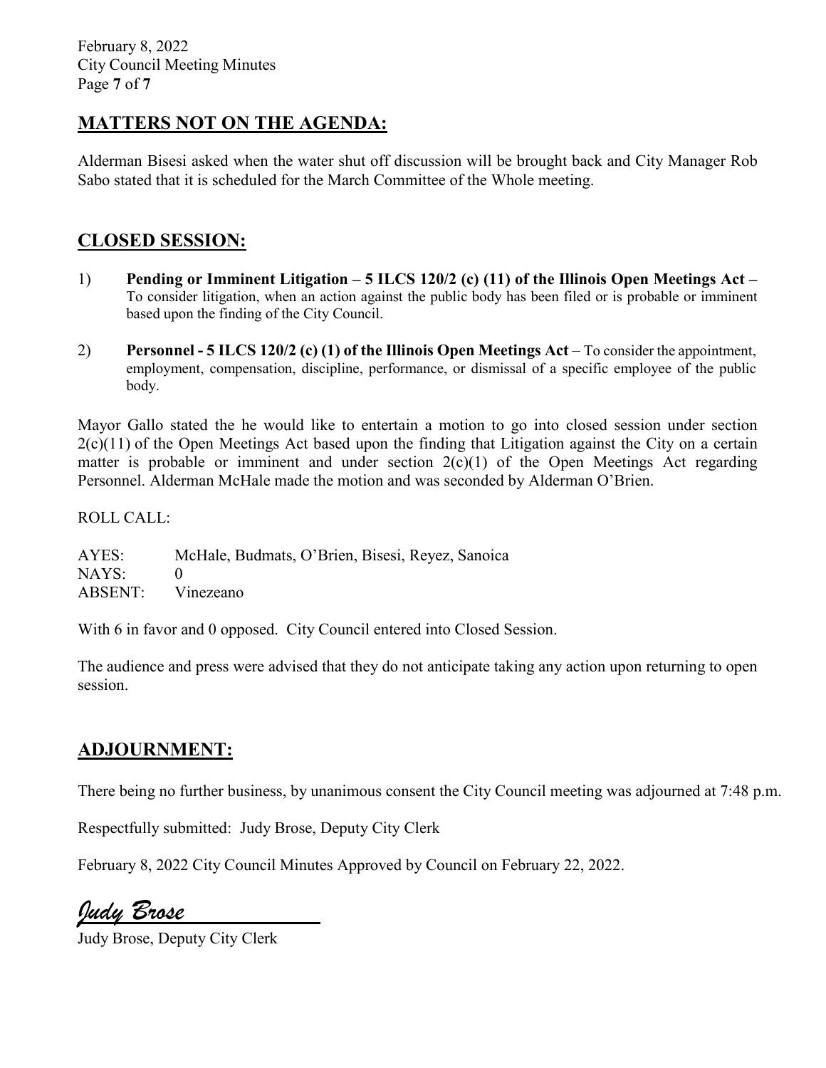## MATTERS NOT ON THE AGENDA:

Alderman Bisesi asked when the water shut off discussion will be brought back and City Manager Rob Sabo stated that it is scheduled for the March Committee of the Whole meeting.

## CLOSED SESSION:

1) **Pending or Imminent Litigation – 5 ILCS 120/2 (c) (11) of the Illinois Open Meetings Act –** To consider litigation, when an action against the public body has been filed or is probable or imminent based upon the finding of the City Council.

2) **Personnel - 5 ILCS 120/2 (c) (1) of the Illinois Open Meetings Act** – To consider the appointment, employment, compensation, discipline, performance, or dismissal of a specific employee of the public body.

Mayor Gallo stated the he would like to entertain a motion to go into closed session under section 2(c)(11) of the Open Meetings Act based upon the finding that Litigation against the City on a certain matter is probable or imminent and under section 2(c)(1) of the Open Meetings Act regarding Personnel. Alderman McHale made the motion and was seconded by Alderman O'Brien.

ROLL CALL:

AYES: McHale, Budmats, O'Brien, Bisesi, Reyez, Sanoica
NAYS: 0
ABSENT: Vinezeano

With 6 in favor and 0 opposed. City Council entered into Closed Session.

The audience and press were advised that they do not anticipate taking any action upon returning to open session.

## ADJOURNMENT:

There being no further business, by unanimous consent the City Council meeting was adjourned at 7:48 p.m.

Respectfully submitted: Judy Brose, Deputy City Clerk

February 8, 2022 City Council Minutes Approved by Council on February 22, 2022.

*Judy Brose*

Judy Brose, Deputy City Clerk